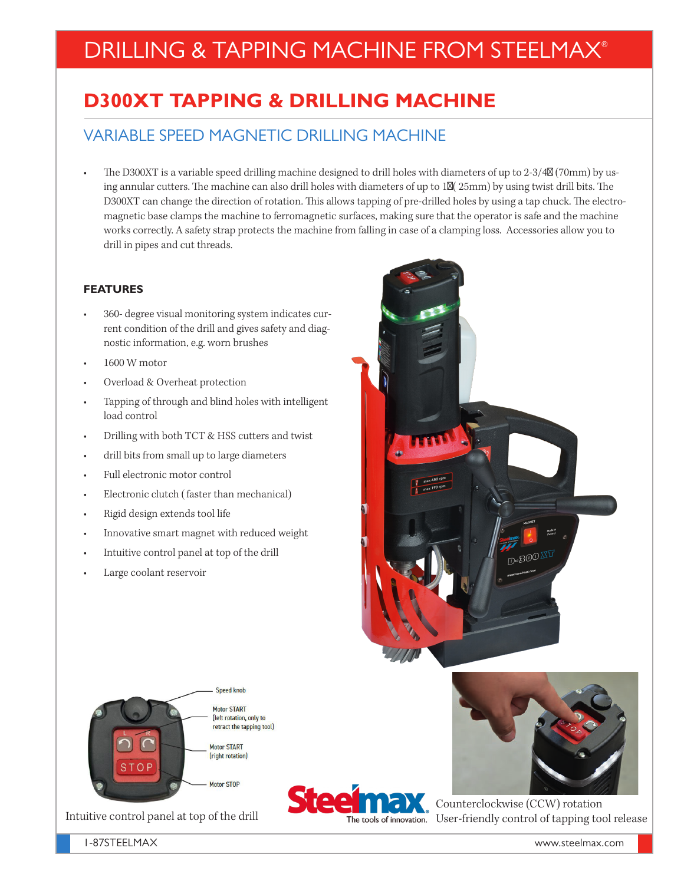# DRILLING & TAPPING MACHINE FROM STEELMAX®

## D300XT TAPPING & DRILLING MACHINE

### VARIABLE SPEED MAGNETIC DRILLING MACHINE

- The D300XT is a variable speed drilling machine designed to drill holes with diameters of up to 2-3/4" (70mm) by using annular cutters. The machine can also drill holes with diameters of up to 1" ( 25mm) by using twist drill bits. The D300XT can change the direction of rotation. This allows tapping of pre-drilled holes by using a tap chuck. The electromagnetic base clamps the machine to ferromagnetic surfaces, making sure that the operator is safe and the machine works correctly. A safety strap protects the machine from falling in case of a clamping loss. Accessories allow you to drill in pipes and cut threads.

**FEATURES**

- 360- degree visual monitoring system indicates current condition of the drill and gives safety and diagnostic information, e.g. worn brushes
- 1600 W motor
- Overload & Overheat protection
- Tapping of through and blind holes with intelligent load control
- Drilling with both TCT & HSS cutters and twist
- drill bits from small up to large diameters
- Full electronic motor control
- Electronic clutch ( faster than mechanical)
- Rigid design extends tool life
- Innovative smart magnet with reduced weight
- Intuitive control panel at top of the drill
- Large coolant reservoir

Speed knob

Motor START (left rotation, only to retract the tapping tool)

Motor START (right rotation)

Motor STOP

Intuitive control panel at top of the drill

Counterclockwise (CCW) rotation
User-friendly control of tapping tool release

Steelmax. The tools of innovation.

1-87STEELMAX www.steelmax.com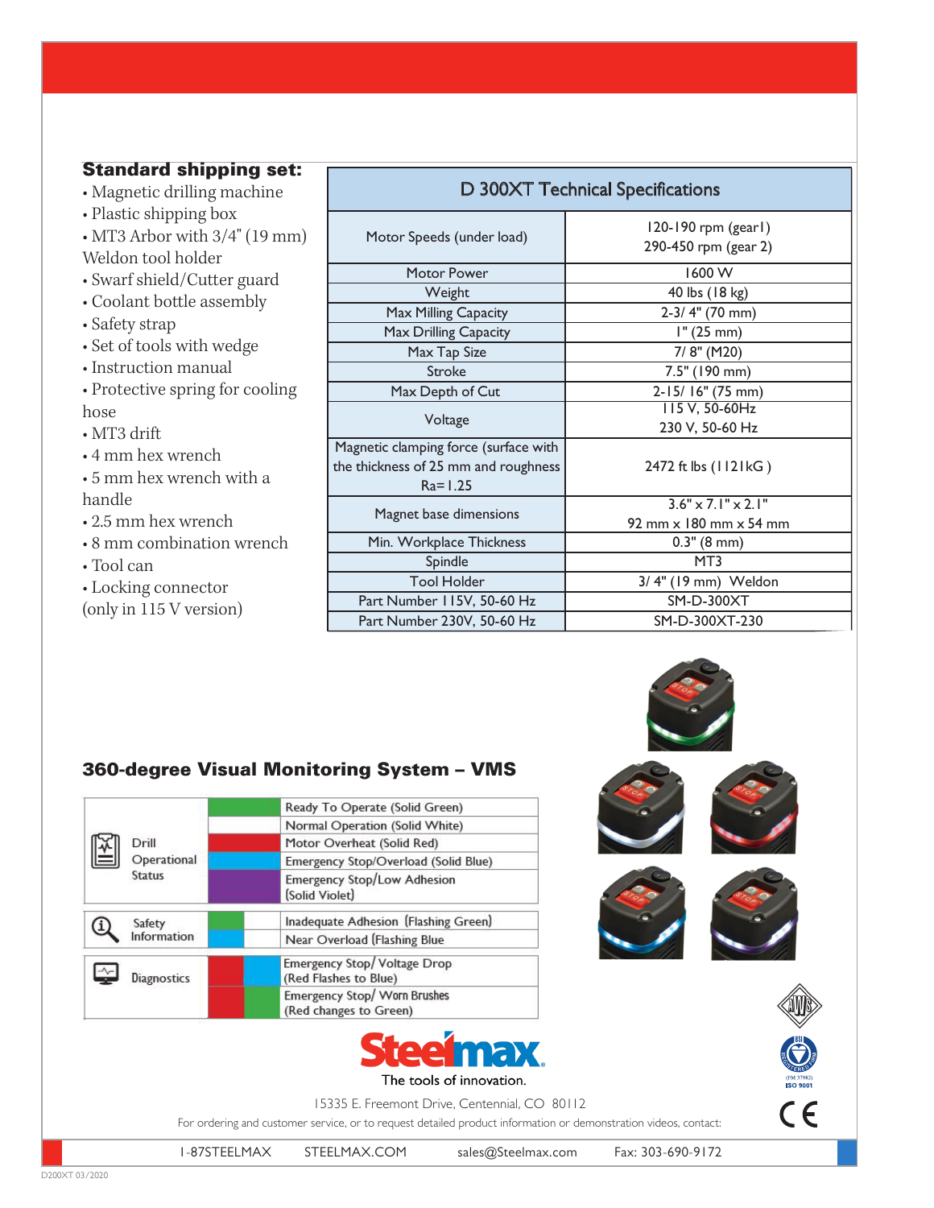## Standard shipping set:

- Magnetic drilling machine
- Plastic shipping box
- MT3 Arbor with 3/4" (19 mm) Weldon tool holder
- Swarf shield/Cutter guard
- Coolant bottle assembly
- Safety strap
- Set of tools with wedge
- Instruction manual
- Protective spring for cooling hose
- MT3 drift
- 4 mm hex wrench
- 5 mm hex wrench with a handle
- 2.5 mm hex wrench
- 8 mm combination wrench
- Tool can
- Locking connector (only in 115 V version)

| D 300XT Technical Specifications | |
|---|---|
| Motor Speeds (under load) | 120-190 rpm (gear1)<br>290-450 rpm (gear 2) |
| Motor Power | 1600 W |
| Weight | 40 lbs (18 kg) |
| Max Milling Capacity | 2-3/ 4" (70 mm) |
| Max Drilling Capacity | 1" (25 mm) |
| Max Tap Size | 7/ 8" (M20) |
| Stroke | 7.5" (190 mm) |
| Max Depth of Cut | 2-15/ 16" (75 mm) |
| Voltage | 115 V, 50-60Hz<br>230 V, 50-60 Hz |
| Magnetic clamping force (surface with the thickness of 25 mm and roughness Ra=1.25 | 2472 ft lbs (1121kG ) |
| Magnet base dimensions | 3.6" x 7.1" x 2.1"<br>92 mm x 180 mm x 54 mm |
| Min. Workplace Thickness | 0.3" (8 mm) |
| Spindle | MT3 |
| Tool Holder | 3/ 4" (19 mm) Weldon |
| Part Number 115V, 50-60 Hz | SM-D-300XT |
| Part Number 230V, 50-60 Hz | SM-D-300XT-230 |

## 360-degree Visual Monitoring System – VMS

| | | |
|---|---|---|
| Drill Operational Status | Green | Ready To Operate (Solid Green) |
| | White | Normal Operation (Solid White) |
| | Red | Motor Overheat (Solid Red) |
| | Blue | Emergency Stop/Overload (Solid Blue) |
| | Violet | Emergency Stop/Low Adhesion (Solid Violet) |
| Safety Information | Green | Inadequate Adhesion (Flashing Green) |
| | Blue | Near Overload (Flashing Blue |
| Diagnostics | Red / Blue | Emergency Stop/ Voltage Drop (Red Flashes to Blue) |
| | Red / Green | Emergency Stop/ Worn Brushes (Red changes to Green) |

**Steelmax**
The tools of innovation.

15335 E. Freemont Drive, Centennial, CO 80112

For ordering and customer service, or to request detailed product information or demonstration videos, contact:

1-87STEELMAX STEELMAX.COM sales@Steelmax.com Fax: 303-690-9172

D200XT 03/2020